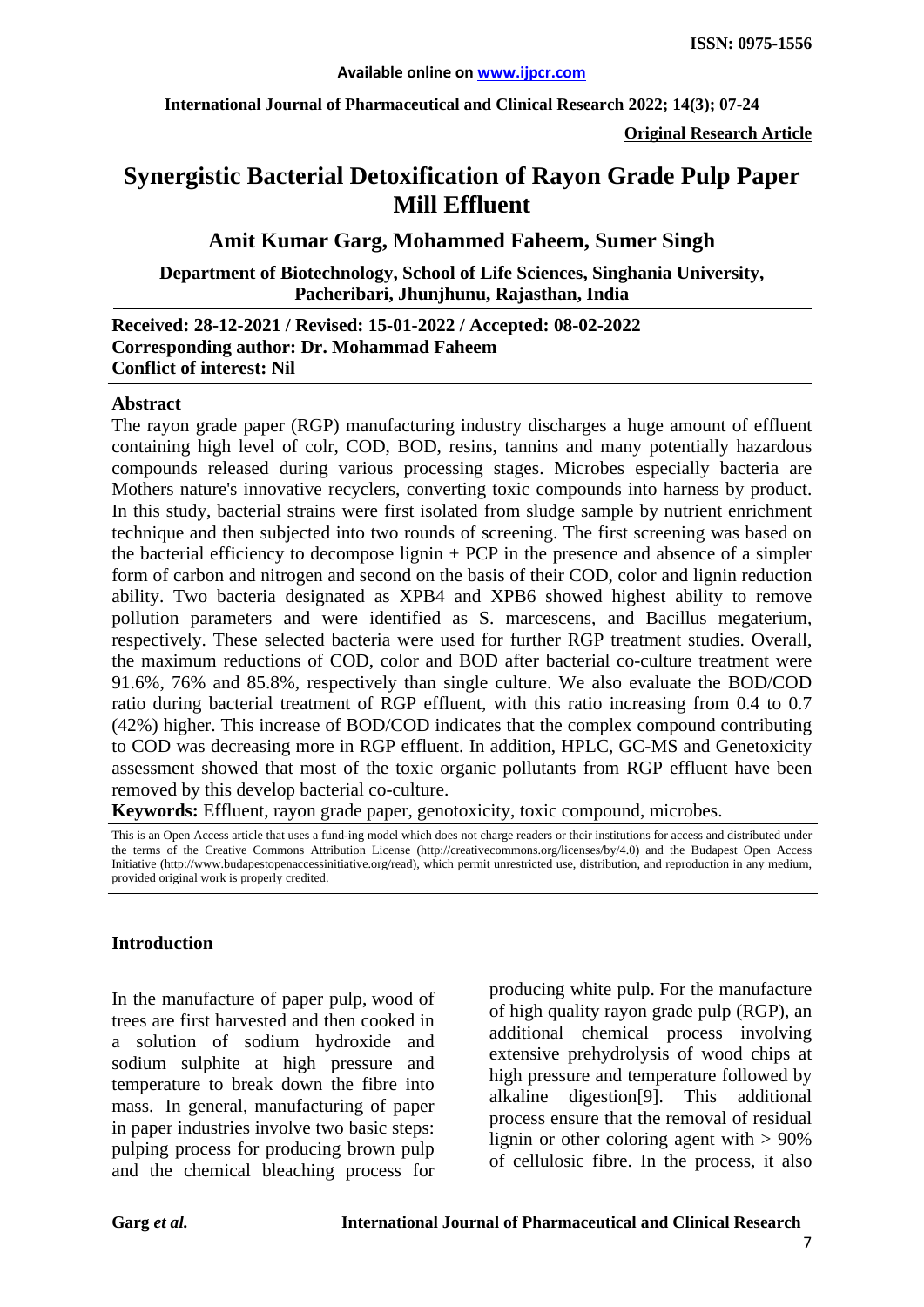Available online on www.ijpcr.com

International Journal of Pharmaceutical and Clinical Research 2022; 14(3); 07-24

ISSN: 0975-1556

**Original Research Article**

# Synergistic Bacterial Detoxification of Rayon Grade Pulp Paper Mill Effluent

## Amit Kumar Garg, Mohammed Faheem, Sumer Singh

**Department of Biotechnology, School of Life Sciences, Singhania University, Pacheribari, Jhunjhunu, Rajasthan, India**

**Received: 28-12-2021 / Revised: 15-01-2022 / Accepted: 08-02-2022**
**Corresponding author: Dr. Mohammad Faheem**
**Conflict of interest: Nil**

### Abstract

The rayon grade paper (RGP) manufacturing industry discharges a huge amount of effluent containing high level of colr, COD, BOD, resins, tannins and many potentially hazardous compounds released during various processing stages. Microbes especially bacteria are Mothers nature's innovative recyclers, converting toxic compounds into harness by product. In this study, bacterial strains were first isolated from sludge sample by nutrient enrichment technique and then subjected into two rounds of screening. The first screening was based on the bacterial efficiency to decompose lignin + PCP in the presence and absence of a simpler form of carbon and nitrogen and second on the basis of their COD, color and lignin reduction ability. Two bacteria designated as XPB4 and XPB6 showed highest ability to remove pollution parameters and were identified as S. marcescens, and Bacillus megaterium, respectively. These selected bacteria were used for further RGP treatment studies. Overall, the maximum reductions of COD, color and BOD after bacterial co-culture treatment were 91.6%, 76% and 85.8%, respectively than single culture. We also evaluate the BOD/COD ratio during bacterial treatment of RGP effluent, with this ratio increasing from 0.4 to 0.7 (42%) higher. This increase of BOD/COD indicates that the complex compound contributing to COD was decreasing more in RGP effluent. In addition, HPLC, GC-MS and Genetoxicity assessment showed that most of the toxic organic pollutants from RGP effluent have been removed by this develop bacterial co-culture.

**Keywords:** Effluent, rayon grade paper, genotoxicity, toxic compound, microbes.

This is an Open Access article that uses a fund-ing model which does not charge readers or their institutions for access and distributed under the terms of the Creative Commons Attribution License (http://creativecommons.org/licenses/by/4.0) and the Budapest Open Access Initiative (http://www.budapestopenaccessinitiative.org/read), which permit unrestricted use, distribution, and reproduction in any medium, provided original work is properly credited.

### Introduction

In the manufacture of paper pulp, wood of trees are first harvested and then cooked in a solution of sodium hydroxide and sodium sulphite at high pressure and temperature to break down the fibre into mass. In general, manufacturing of paper in paper industries involve two basic steps: pulping process for producing brown pulp and the chemical bleaching process for producing white pulp. For the manufacture of high quality rayon grade pulp (RGP), an additional chemical process involving extensive prehydrolysis of wood chips at high pressure and temperature followed by alkaline digestion[9]. This additional process ensure that the removal of residual lignin or other coloring agent with > 90% of cellulosic fibre. In the process, it also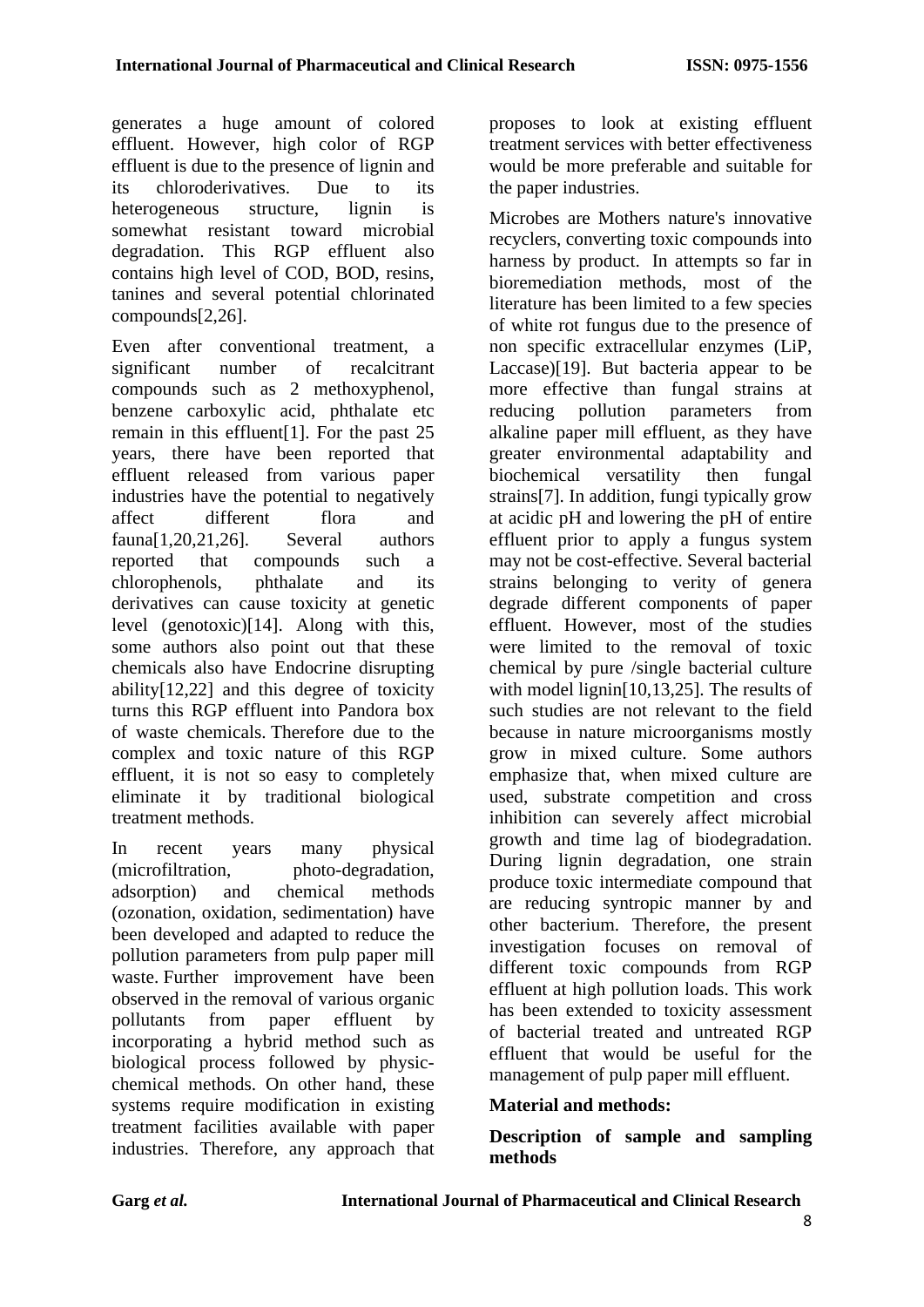generates a huge amount of colored effluent. However, high color of RGP effluent is due to the presence of lignin and its chloroderivatives. Due to its heterogeneous structure, lignin is somewhat resistant toward microbial degradation. This RGP effluent also contains high level of COD, BOD, resins, tanines and several potential chlorinated compounds[2,26].

Even after conventional treatment, a significant number of recalcitrant compounds such as 2 methoxyphenol, benzene carboxylic acid, phthalate etc remain in this effluent[1]. For the past 25 years, there have been reported that effluent released from various paper industries have the potential to negatively affect different flora and fauna[1,20,21,26]. Several authors reported that compounds such a chlorophenols, phthalate and its derivatives can cause toxicity at genetic level (genotoxic)[14]. Along with this, some authors also point out that these chemicals also have Endocrine disrupting ability[12,22] and this degree of toxicity turns this RGP effluent into Pandora box of waste chemicals. Therefore due to the complex and toxic nature of this RGP effluent, it is not so easy to completely eliminate it by traditional biological treatment methods.

In recent years many physical (microfiltration, photo-degradation, adsorption) and chemical methods (ozonation, oxidation, sedimentation) have been developed and adapted to reduce the pollution parameters from pulp paper mill waste. Further improvement have been observed in the removal of various organic pollutants from paper effluent by incorporating a hybrid method such as biological process followed by physic-chemical methods. On other hand, these systems require modification in existing treatment facilities available with paper industries. Therefore, any approach that proposes to look at existing effluent treatment services with better effectiveness would be more preferable and suitable for the paper industries.

Microbes are Mothers nature's innovative recyclers, converting toxic compounds into harness by product. In attempts so far in bioremediation methods, most of the literature has been limited to a few species of white rot fungus due to the presence of non specific extracellular enzymes (LiP, Laccase)[19]. But bacteria appear to be more effective than fungal strains at reducing pollution parameters from alkaline paper mill effluent, as they have greater environmental adaptability and biochemical versatility then fungal strains[7]. In addition, fungi typically grow at acidic pH and lowering the pH of entire effluent prior to apply a fungus system may not be cost-effective. Several bacterial strains belonging to verity of genera degrade different components of paper effluent. However, most of the studies were limited to the removal of toxic chemical by pure /single bacterial culture with model lignin[10,13,25]. The results of such studies are not relevant to the field because in nature microorganisms mostly grow in mixed culture. Some authors emphasize that, when mixed culture are used, substrate competition and cross inhibition can severely affect microbial growth and time lag of biodegradation. During lignin degradation, one strain produce toxic intermediate compound that are reducing syntropic manner by and other bacterium. Therefore, the present investigation focuses on removal of different toxic compounds from RGP effluent at high pollution loads. This work has been extended to toxicity assessment of bacterial treated and untreated RGP effluent that would be useful for the management of pulp paper mill effluent.

## Material and methods:

### Description of sample and sampling methods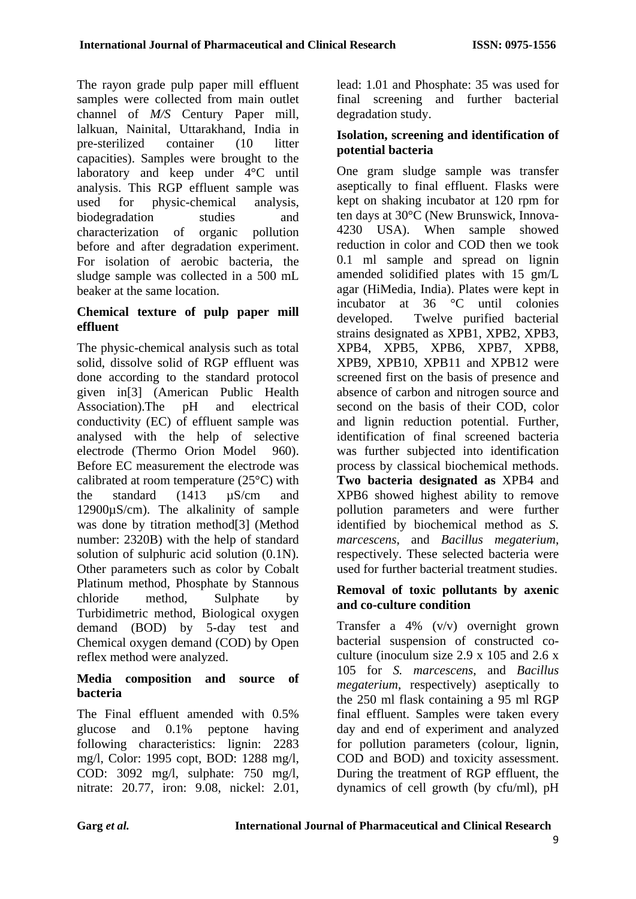The rayon grade pulp paper mill effluent samples were collected from main outlet channel of *M/S* Century Paper mill, lalkuan, Nainital, Uttarakhand, India in pre-sterilized container (10 litter capacities). Samples were brought to the laboratory and keep under 4°C until analysis. This RGP effluent sample was used for physic-chemical analysis, biodegradation studies and characterization of organic pollution before and after degradation experiment. For isolation of aerobic bacteria, the sludge sample was collected in a 500 mL beaker at the same location.

**Chemical texture of pulp paper mill effluent**

The physic-chemical analysis such as total solid, dissolve solid of RGP effluent was done according to the standard protocol given in[3] (American Public Health Association).The pH and electrical conductivity (EC) of effluent sample was analysed with the help of selective electrode (Thermo Orion Model 960). Before EC measurement the electrode was calibrated at room temperature (25°C) with the standard (1413 µS/cm and 12900µS/cm). The alkalinity of sample was done by titration method[3] (Method number: 2320B) with the help of standard solution of sulphuric acid solution (0.1N). Other parameters such as color by Cobalt Platinum method, Phosphate by Stannous chloride method, Sulphate by Turbidimetric method, Biological oxygen demand (BOD) by 5-day test and Chemical oxygen demand (COD) by Open reflex method were analyzed.

**Media composition and source of bacteria**

The Final effluent amended with 0.5% glucose and 0.1% peptone having following characteristics: lignin: 2283 mg/l, Color: 1995 copt, BOD: 1288 mg/l, COD: 3092 mg/l, sulphate: 750 mg/l, nitrate: 20.77, iron: 9.08, nickel: 2.01, lead: 1.01 and Phosphate: 35 was used for final screening and further bacterial degradation study.

**Isolation, screening and identification of potential bacteria**

One gram sludge sample was transfer aseptically to final effluent. Flasks were kept on shaking incubator at 120 rpm for ten days at 30°C (New Brunswick, Innova-4230 USA). When sample showed reduction in color and COD then we took 0.1 ml sample and spread on lignin amended solidified plates with 15 gm/L agar (HiMedia, India). Plates were kept in incubator at 36 °C until colonies developed. Twelve purified bacterial strains designated as XPB1, XPB2, XPB3, XPB4, XPB5, XPB6, XPB7, XPB8, XPB9, XPB10, XPB11 and XPB12 were screened first on the basis of presence and absence of carbon and nitrogen source and second on the basis of their COD, color and lignin reduction potential. Further, identification of final screened bacteria was further subjected into identification process by classical biochemical methods. **Two bacteria designated as** XPB4 and XPB6 showed highest ability to remove pollution parameters and were further identified by biochemical method as *S. marcescens*, and *Bacillus megaterium*, respectively. These selected bacteria were used for further bacterial treatment studies.

**Removal of toxic pollutants by axenic and co-culture condition**

Transfer a 4% (v/v) overnight grown bacterial suspension of constructed co-culture (inoculum size 2.9 x 105 and 2.6 x 105 for *S. marcescens*, and *Bacillus megaterium*, respectively) aseptically to the 250 ml flask containing a 95 ml RGP final effluent. Samples were taken every day and end of experiment and analyzed for pollution parameters (colour, lignin, COD and BOD) and toxicity assessment. During the treatment of RGP effluent, the dynamics of cell growth (by cfu/ml), pH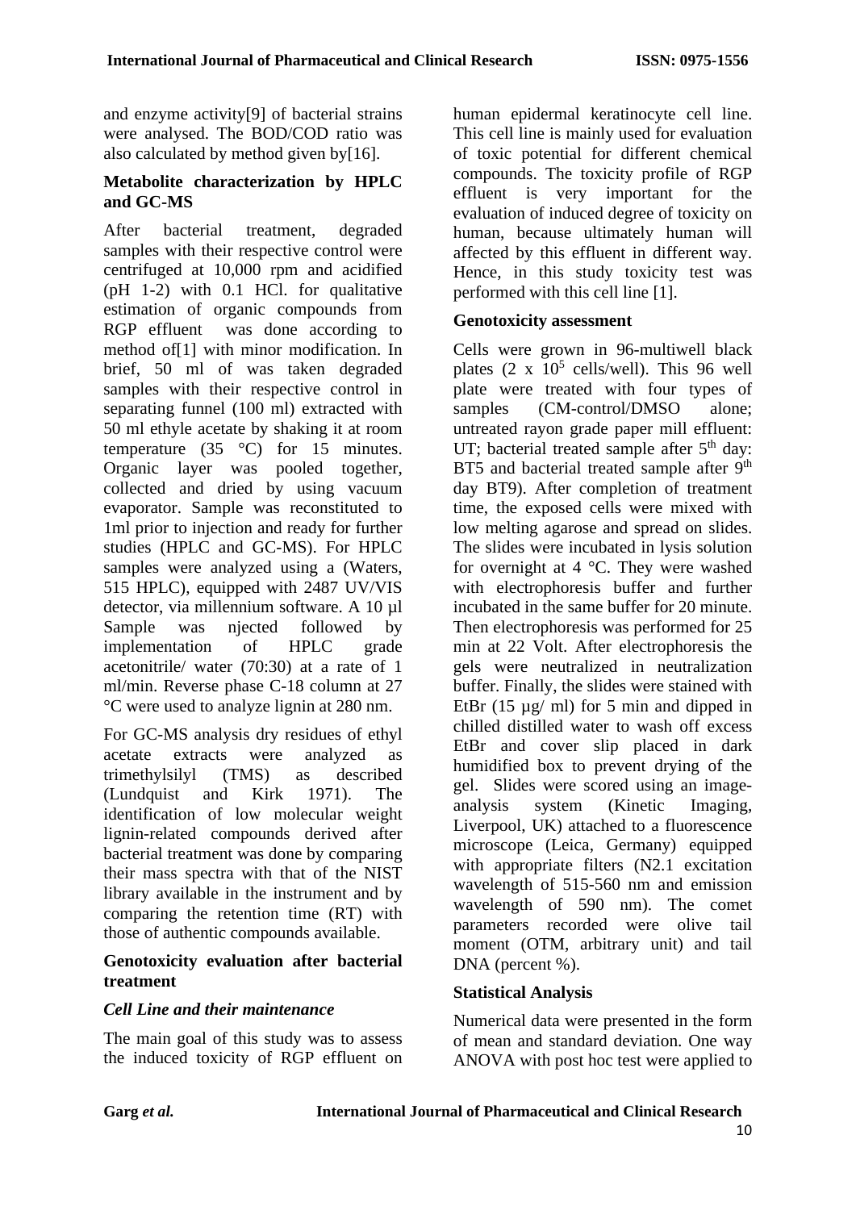and enzyme activity[9] of bacterial strains were analysed. The BOD/COD ratio was also calculated by method given by[16].

### Metabolite characterization by HPLC and GC-MS

After bacterial treatment, degraded samples with their respective control were centrifuged at 10,000 rpm and acidified (pH 1-2) with 0.1 HCl. for qualitative estimation of organic compounds from RGP effluent was done according to method of[1] with minor modification. In brief, 50 ml of was taken degraded samples with their respective control in separating funnel (100 ml) extracted with 50 ml ethyle acetate by shaking it at room temperature (35 °C) for 15 minutes. Organic layer was pooled together, collected and dried by using vacuum evaporator. Sample was reconstituted to 1ml prior to injection and ready for further studies (HPLC and GC-MS). For HPLC samples were analyzed using a (Waters, 515 HPLC), equipped with 2487 UV/VIS detector, via millennium software. A 10 µl Sample was njected followed by implementation of HPLC grade acetonitrile/ water (70:30) at a rate of 1 ml/min. Reverse phase C-18 column at 27 °C were used to analyze lignin at 280 nm.

For GC-MS analysis dry residues of ethyl acetate extracts were analyzed as trimethylsilyl (TMS) as described (Lundquist and Kirk 1971). The identification of low molecular weight lignin-related compounds derived after bacterial treatment was done by comparing their mass spectra with that of the NIST library available in the instrument and by comparing the retention time (RT) with those of authentic compounds available.

### Genotoxicity evaluation after bacterial treatment

#### *Cell Line and their maintenance*

The main goal of this study was to assess the induced toxicity of RGP effluent on human epidermal keratinocyte cell line. This cell line is mainly used for evaluation of toxic potential for different chemical compounds. The toxicity profile of RGP effluent is very important for the evaluation of induced degree of toxicity on human, because ultimately human will affected by this effluent in different way. Hence, in this study toxicity test was performed with this cell line [1].

### Genotoxicity assessment

Cells were grown in 96-multiwell black plates (2 x $10^5$ cells/well). This 96 well plate were treated with four types of samples (CM-control/DMSO alone; untreated rayon grade paper mill effluent: UT; bacterial treated sample after $5^{th}$ day: BT5 and bacterial treated sample after $9^{th}$ day BT9). After completion of treatment time, the exposed cells were mixed with low melting agarose and spread on slides. The slides were incubated in lysis solution for overnight at 4 °C. They were washed with electrophoresis buffer and further incubated in the same buffer for 20 minute. Then electrophoresis was performed for 25 min at 22 Volt. After electrophoresis the gels were neutralized in neutralization buffer. Finally, the slides were stained with EtBr (15 µg/ ml) for 5 min and dipped in chilled distilled water to wash off excess EtBr and cover slip placed in dark humidified box to prevent drying of the gel. Slides were scored using an image-analysis system (Kinetic Imaging, Liverpool, UK) attached to a fluorescence microscope (Leica, Germany) equipped with appropriate filters (N2.1 excitation wavelength of 515-560 nm and emission wavelength of 590 nm). The comet parameters recorded were olive tail moment (OTM, arbitrary unit) and tail DNA (percent %).

### Statistical Analysis

Numerical data were presented in the form of mean and standard deviation. One way ANOVA with post hoc test were applied to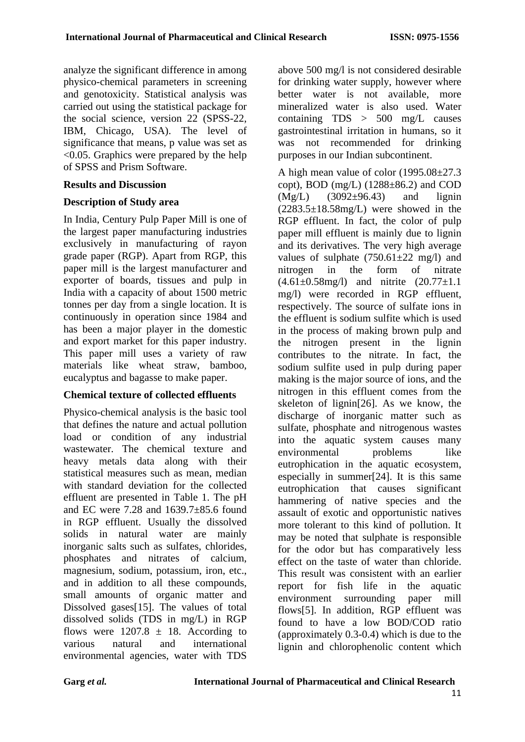analyze the significant difference in among physico-chemical parameters in screening and genotoxicity. Statistical analysis was carried out using the statistical package for the social science, version 22 (SPSS-22, IBM, Chicago, USA). The level of significance that means, p value was set as <0.05. Graphics were prepared by the help of SPSS and Prism Software.

**Results and Discussion**

**Description of Study area**

In India, Century Pulp Paper Mill is one of the largest paper manufacturing industries exclusively in manufacturing of rayon grade paper (RGP). Apart from RGP, this paper mill is the largest manufacturer and exporter of boards, tissues and pulp in India with a capacity of about 1500 metric tonnes per day from a single location. It is continuously in operation since 1984 and has been a major player in the domestic and export market for this paper industry. This paper mill uses a variety of raw materials like wheat straw, bamboo, eucalyptus and bagasse to make paper.

**Chemical texture of collected effluents**

Physico-chemical analysis is the basic tool that defines the nature and actual pollution load or condition of any industrial wastewater. The chemical texture and heavy metals data along with their statistical measures such as mean, median with standard deviation for the collected effluent are presented in Table 1. The pH and EC were 7.28 and 1639.7±85.6 found in RGP effluent. Usually the dissolved solids in natural water are mainly inorganic salts such as sulfates, chlorides, phosphates and nitrates of calcium, magnesium, sodium, potassium, iron, etc., and in addition to all these compounds, small amounts of organic matter and Dissolved gases[15]. The values of total dissolved solids (TDS in mg/L) in RGP flows were 1207.8 ± 18. According to various natural and international environmental agencies, water with TDS above 500 mg/l is not considered desirable for drinking water supply, however where better water is not available, more mineralized water is also used. Water containing TDS > 500 mg/L causes gastrointestinal irritation in humans, so it was not recommended for drinking purposes in our Indian subcontinent.

A high mean value of color (1995.08±27.3 copt), BOD (mg/L) (1288±86.2) and COD (Mg/L) (3092±96.43) and lignin (2283.5±18.58mg/L) were showed in the RGP effluent. In fact, the color of pulp paper mill effluent is mainly due to lignin and its derivatives. The very high average values of sulphate (750.61±22 mg/l) and nitrogen in the form of nitrate (4.61±0.58mg/l) and nitrite (20.77±1.1 mg/l) were recorded in RGP effluent, respectively. The source of sulfate ions in the effluent is sodium sulfite which is used in the process of making brown pulp and the nitrogen present in the lignin contributes to the nitrate. In fact, the sodium sulfite used in pulp during paper making is the major source of ions, and the nitrogen in this effluent comes from the skeleton of lignin[26]. As we know, the discharge of inorganic matter such as sulfate, phosphate and nitrogenous wastes into the aquatic system causes many environmental problems like eutrophication in the aquatic ecosystem, especially in summer[24]. It is this same eutrophication that causes significant hammering of native species and the assault of exotic and opportunistic natives more tolerant to this kind of pollution. It may be noted that sulphate is responsible for the odor but has comparatively less effect on the taste of water than chloride. This result was consistent with an earlier report for fish life in the aquatic environment surrounding paper mill flows[5]. In addition, RGP effluent was found to have a low BOD/COD ratio (approximately 0.3-0.4) which is due to the lignin and chlorophenolic content which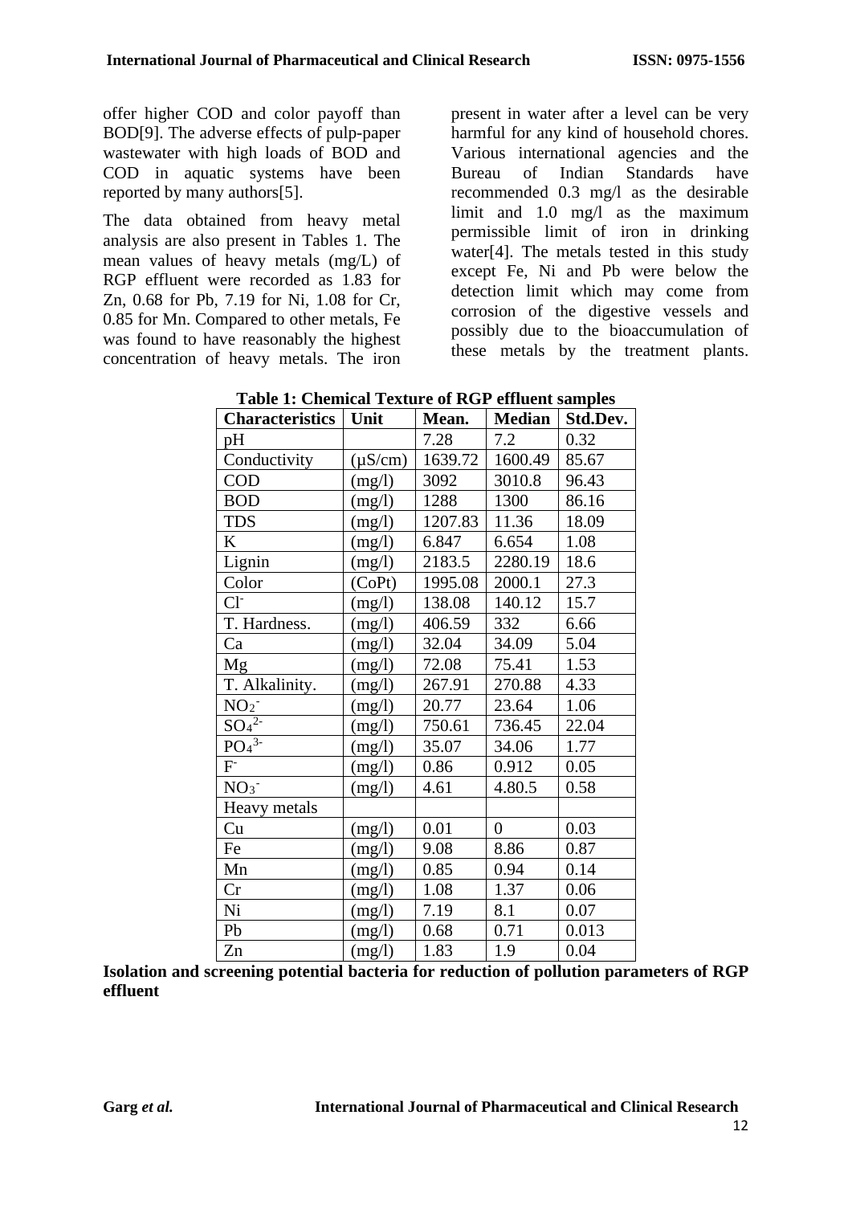offer higher COD and color payoff than BOD[9]. The adverse effects of pulp-paper wastewater with high loads of BOD and COD in aquatic systems have been reported by many authors[5].

The data obtained from heavy metal analysis are also present in Tables 1. The mean values of heavy metals (mg/L) of RGP effluent were recorded as 1.83 for Zn, 0.68 for Pb, 7.19 for Ni, 1.08 for Cr, 0.85 for Mn. Compared to other metals, Fe was found to have reasonably the highest concentration of heavy metals. The iron present in water after a level can be very harmful for any kind of household chores. Various international agencies and the Bureau of Indian Standards have recommended 0.3 mg/l as the desirable limit and 1.0 mg/l as the maximum permissible limit of iron in drinking water[4]. The metals tested in this study except Fe, Ni and Pb were below the detection limit which may come from corrosion of the digestive vessels and possibly due to the bioaccumulation of these metals by the treatment plants.

**Table 1: Chemical Texture of RGP effluent samples**

| Characteristics | Unit | Mean. | Median | Std.Dev. |
|---|---|---|---|---|
| pH | | 7.28 | 7.2 | 0.32 |
| Conductivity | (µS/cm) | 1639.72 | 1600.49 | 85.67 |
| COD | (mg/l) | 3092 | 3010.8 | 96.43 |
| BOD | (mg/l) | 1288 | 1300 | 86.16 |
| TDS | (mg/l) | 1207.83 | 11.36 | 18.09 |
| K | (mg/l) | 6.847 | 6.654 | 1.08 |
| Lignin | (mg/l) | 2183.5 | 2280.19 | 18.6 |
| Color | (CoPt) | 1995.08 | 2000.1 | 27.3 |
| $Cl^-$ | (mg/l) | 138.08 | 140.12 | 15.7 |
| T. Hardness. | (mg/l) | 406.59 | 332 | 6.66 |
| Ca | (mg/l) | 32.04 | 34.09 | 5.04 |
| Mg | (mg/l) | 72.08 | 75.41 | 1.53 |
| T. Alkalinity. | (mg/l) | 267.91 | 270.88 | 4.33 |
| $NO_2^-$ | (mg/l) | 20.77 | 23.64 | 1.06 |
| $SO_4^{2-}$ | (mg/l) | 750.61 | 736.45 | 22.04 |
| $PO_4^{3-}$ | (mg/l) | 35.07 | 34.06 | 1.77 |
| $F^-$ | (mg/l) | 0.86 | 0.912 | 0.05 |
| $NO_3^-$ | (mg/l) | 4.61 | 4.80.5 | 0.58 |
| Heavy metals | | | | |
| Cu | (mg/l) | 0.01 | 0 | 0.03 |
| Fe | (mg/l) | 9.08 | 8.86 | 0.87 |
| Mn | (mg/l) | 0.85 | 0.94 | 0.14 |
| Cr | (mg/l) | 1.08 | 1.37 | 0.06 |
| Ni | (mg/l) | 7.19 | 8.1 | 0.07 |
| Pb | (mg/l) | 0.68 | 0.71 | 0.013 |
| Zn | (mg/l) | 1.83 | 1.9 | 0.04 |

**Isolation and screening potential bacteria for reduction of pollution parameters of RGP effluent**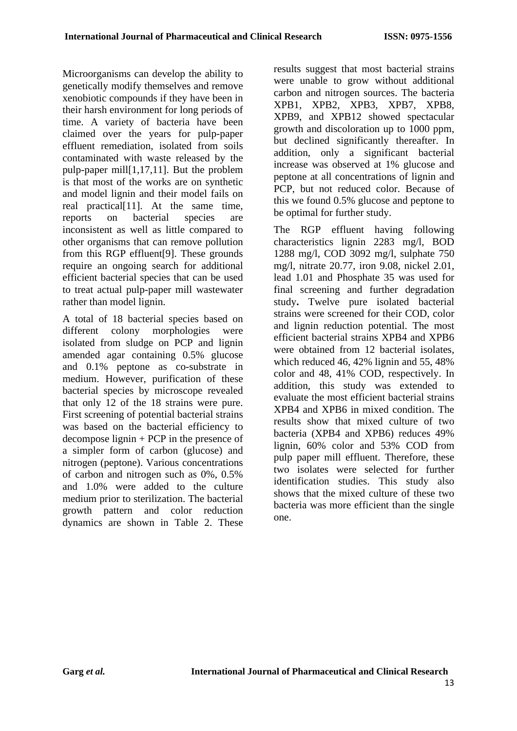Microorganisms can develop the ability to genetically modify themselves and remove xenobiotic compounds if they have been in their harsh environment for long periods of time. A variety of bacteria have been claimed over the years for pulp-paper effluent remediation, isolated from soils contaminated with waste released by the pulp-paper mill[1,17,11]. But the problem is that most of the works are on synthetic and model lignin and their model fails on real practical[11]. At the same time, reports on bacterial species are inconsistent as well as little compared to other organisms that can remove pollution from this RGP effluent[9]. These grounds require an ongoing search for additional efficient bacterial species that can be used to treat actual pulp-paper mill wastewater rather than model lignin.

A total of 18 bacterial species based on different colony morphologies were isolated from sludge on PCP and lignin amended agar containing 0.5% glucose and 0.1% peptone as co-substrate in medium. However, purification of these bacterial species by microscope revealed that only 12 of the 18 strains were pure. First screening of potential bacterial strains was based on the bacterial efficiency to decompose lignin + PCP in the presence of a simpler form of carbon (glucose) and nitrogen (peptone). Various concentrations of carbon and nitrogen such as 0%, 0.5% and 1.0% were added to the culture medium prior to sterilization. The bacterial growth pattern and color reduction dynamics are shown in Table 2. These results suggest that most bacterial strains were unable to grow without additional carbon and nitrogen sources. The bacteria XPB1, XPB2, XPB3, XPB7, XPB8, XPB9, and XPB12 showed spectacular growth and discoloration up to 1000 ppm, but declined significantly thereafter. In addition, only a significant bacterial increase was observed at 1% glucose and peptone at all concentrations of lignin and PCP, but not reduced color. Because of this we found 0.5% glucose and peptone to be optimal for further study.

The RGP effluent having following characteristics lignin 2283 mg/l, BOD 1288 mg/l, COD 3092 mg/l, sulphate 750 mg/l, nitrate 20.77, iron 9.08, nickel 2.01, lead 1.01 and Phosphate 35 was used for final screening and further degradation study**.** Twelve pure isolated bacterial strains were screened for their COD, color and lignin reduction potential. The most efficient bacterial strains XPB4 and XPB6 were obtained from 12 bacterial isolates, which reduced 46, 42% lignin and 55, 48% color and 48, 41% COD, respectively. In addition, this study was extended to evaluate the most efficient bacterial strains XPB4 and XPB6 in mixed condition. The results show that mixed culture of two bacteria (XPB4 and XPB6) reduces 49% lignin, 60% color and 53% COD from pulp paper mill effluent. Therefore, these two isolates were selected for further identification studies. This study also shows that the mixed culture of these two bacteria was more efficient than the single one.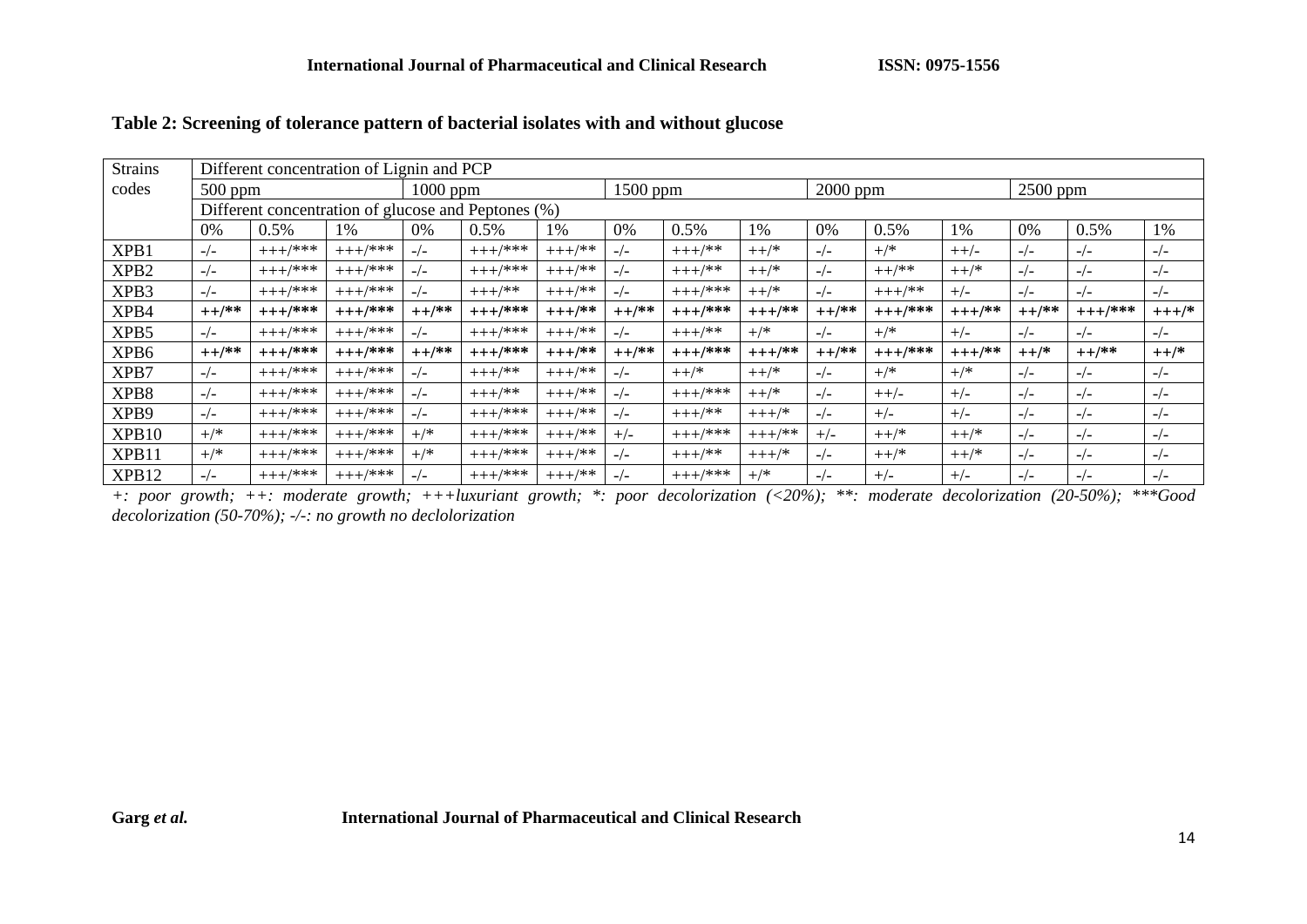**Table 2: Screening of tolerance pattern of bacterial isolates with and without glucose**

| Strains codes | Different concentration of Lignin and PCP | | | | | | | | | | | | | | |
|---|---|---|---|---|---|---|---|---|---|---|---|---|---|---|---|
| | 500 ppm | | | 1000 ppm | | | 1500 ppm | | | 2000 ppm | | | 2500 ppm | | |
| | Different concentration of glucose and Peptones (%) | | | | | | | | | | | | | | |
| | 0% | 0.5% | 1% | 0% | 0.5% | 1% | 0% | 0.5% | 1% | 0% | 0.5% | 1% | 0% | 0.5% | 1% |
| XPB1 | -/- | +++/*** | +++/*** | -/- | +++/*** | +++/** | -/- | +++/** | ++/* | -/- | +/* | ++/- | -/- | -/- | -/- |
| XPB2 | -/- | +++/*** | +++/*** | -/- | +++/*** | +++/** | -/- | +++/** | ++/* | -/- | ++/** | ++/* | -/- | -/- | -/- |
| XPB3 | -/- | +++/*** | +++/*** | -/- | +++/** | +++/** | -/- | +++/*** | ++/* | -/- | +++/** | +/- | -/- | -/- | -/- |
| **XPB4** | **++/\*\*** | **+++/\*\*\*** | **+++/\*\*\*** | **++/\*\*** | **+++/\*\*\*** | **+++/\*\*** | **++/\*\*** | **+++/\*\*\*** | **+++/\*\*** | **++/\*\*** | **+++/\*\*\*** | **+++/\*\*** | **++/\*\*** | **+++/\*\*\*** | **+++/\*** |
| XPB5 | -/- | +++/*** | +++/*** | -/- | +++/*** | +++/** | -/- | +++/** | +/* | -/- | +/* | +/- | -/- | -/- | -/- |
| **XPB6** | **++/\*\*** | **+++/\*\*\*** | **+++/\*\*\*** | **++/\*\*** | **+++/\*\*\*** | **+++/\*\*** | **++/\*\*** | **+++/\*\*\*** | **+++/\*\*** | **++/\*\*** | **+++/\*\*\*** | **+++/\*\*** | **++/\*** | **++/\*\*** | **++/\*** |
| XPB7 | -/- | +++/*** | +++/*** | -/- | +++/** | +++/** | -/- | ++/* | ++/* | -/- | +/* | +/* | -/- | -/- | -/- |
| XPB8 | -/- | +++/*** | +++/*** | -/- | +++/** | +++/** | -/- | +++/*** | ++/* | -/- | ++/- | +/- | -/- | -/- | -/- |
| XPB9 | -/- | +++/*** | +++/*** | -/- | +++/*** | +++/** | -/- | +++/** | +++/* | -/- | +/- | +/- | -/- | -/- | -/- |
| XPB10 | +/* | +++/*** | +++/*** | +/* | +++/*** | +++/** | +/- | +++/*** | +++/** | +/- | ++/* | ++/* | -/- | -/- | -/- |
| XPB11 | +/* | +++/*** | +++/*** | +/* | +++/*** | +++/** | -/- | +++/** | +++/* | -/- | ++/* | ++/* | -/- | -/- | -/- |
| XPB12 | -/- | +++/*** | +++/*** | -/- | +++/*** | +++/** | -/- | +++/*** | +/* | -/- | +/- | +/- | -/- | -/- | -/- |

*+: poor growth; ++: moderate growth; +++luxuriant growth; \*: poor decolorization (<20%); \*\*: moderate decolorization (20-50%); \*\*\*Good decolorization (50-70%); -/-: no growth no declolorization*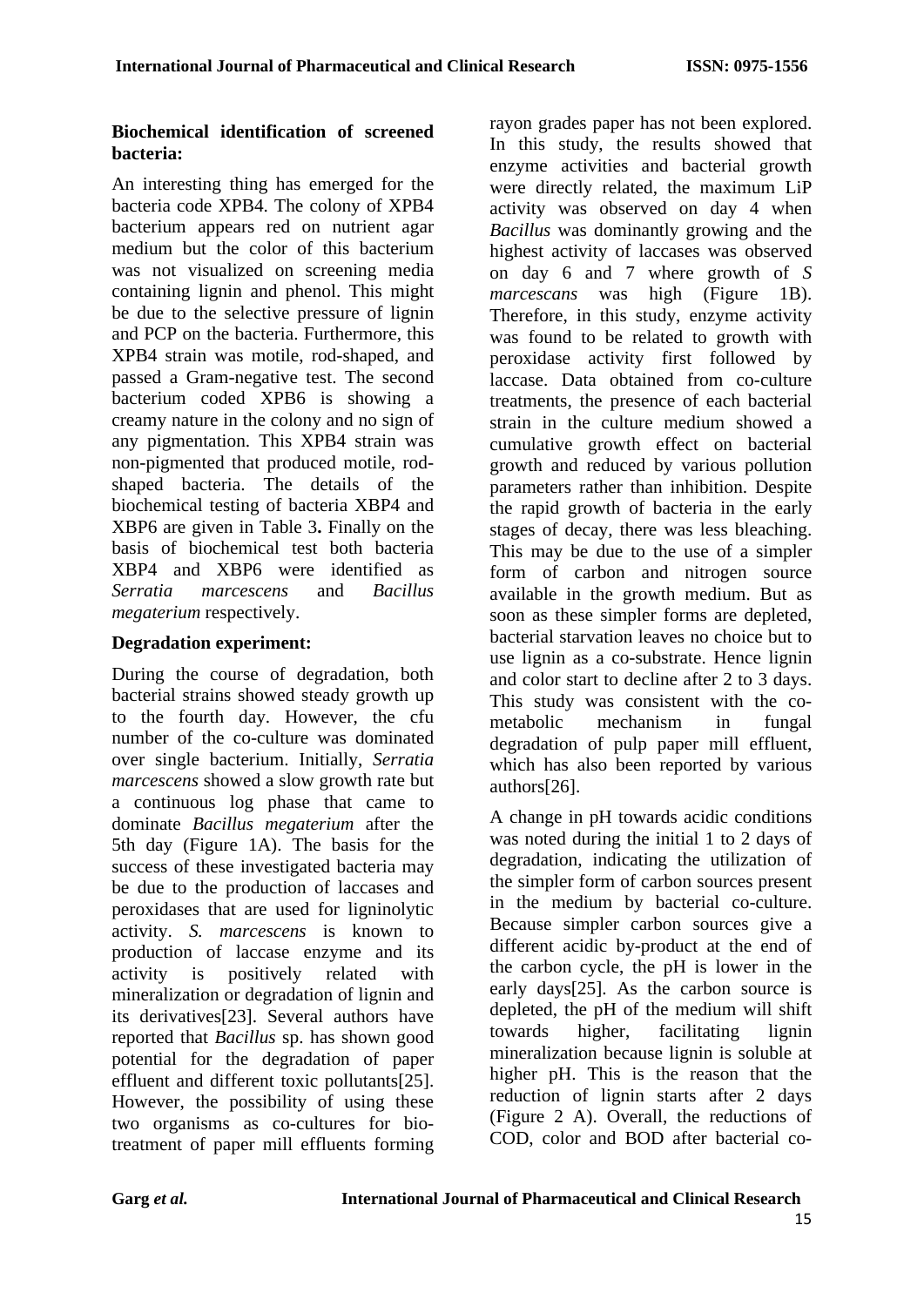**Biochemical identification of screened bacteria:**

An interesting thing has emerged for the bacteria code XPB4. The colony of XPB4 bacterium appears red on nutrient agar medium but the color of this bacterium was not visualized on screening media containing lignin and phenol. This might be due to the selective pressure of lignin and PCP on the bacteria. Furthermore, this XPB4 strain was motile, rod-shaped, and passed a Gram-negative test. The second bacterium coded XPB6 is showing a creamy nature in the colony and no sign of any pigmentation. This XPB4 strain was non-pigmented that produced motile, rod-shaped bacteria. The details of the biochemical testing of bacteria XBP4 and XBP6 are given in Table 3**.** Finally on the basis of biochemical test both bacteria XBP4 and XBP6 were identified as *Serratia marcescens* and *Bacillus megaterium* respectively.

**Degradation experiment:**

During the course of degradation, both bacterial strains showed steady growth up to the fourth day. However, the cfu number of the co-culture was dominated over single bacterium. Initially, *Serratia marcescens* showed a slow growth rate but a continuous log phase that came to dominate *Bacillus megaterium* after the 5th day (Figure 1A). The basis for the success of these investigated bacteria may be due to the production of laccases and peroxidases that are used for ligninolytic activity. *S. marcescens* is known to production of laccase enzyme and its activity is positively related with mineralization or degradation of lignin and its derivatives[23]. Several authors have reported that *Bacillus* sp. has shown good potential for the degradation of paper effluent and different toxic pollutants[25]. However, the possibility of using these two organisms as co-cultures for bio-treatment of paper mill effluents forming rayon grades paper has not been explored. In this study, the results showed that enzyme activities and bacterial growth were directly related, the maximum LiP activity was observed on day 4 when *Bacillus* was dominantly growing and the highest activity of laccases was observed on day 6 and 7 where growth of *S marcescans* was high (Figure 1B). Therefore, in this study, enzyme activity was found to be related to growth with peroxidase activity first followed by laccase. Data obtained from co-culture treatments, the presence of each bacterial strain in the culture medium showed a cumulative growth effect on bacterial growth and reduced by various pollution parameters rather than inhibition. Despite the rapid growth of bacteria in the early stages of decay, there was less bleaching. This may be due to the use of a simpler form of carbon and nitrogen source available in the growth medium. But as soon as these simpler forms are depleted, bacterial starvation leaves no choice but to use lignin as a co-substrate. Hence lignin and color start to decline after 2 to 3 days. This study was consistent with the co-metabolic mechanism in fungal degradation of pulp paper mill effluent, which has also been reported by various authors[26].

A change in pH towards acidic conditions was noted during the initial 1 to 2 days of degradation, indicating the utilization of the simpler form of carbon sources present in the medium by bacterial co-culture. Because simpler carbon sources give a different acidic by-product at the end of the carbon cycle, the pH is lower in the early days[25]. As the carbon source is depleted, the pH of the medium will shift towards higher, facilitating lignin mineralization because lignin is soluble at higher pH. This is the reason that the reduction of lignin starts after 2 days (Figure 2 A). Overall, the reductions of COD, color and BOD after bacterial co-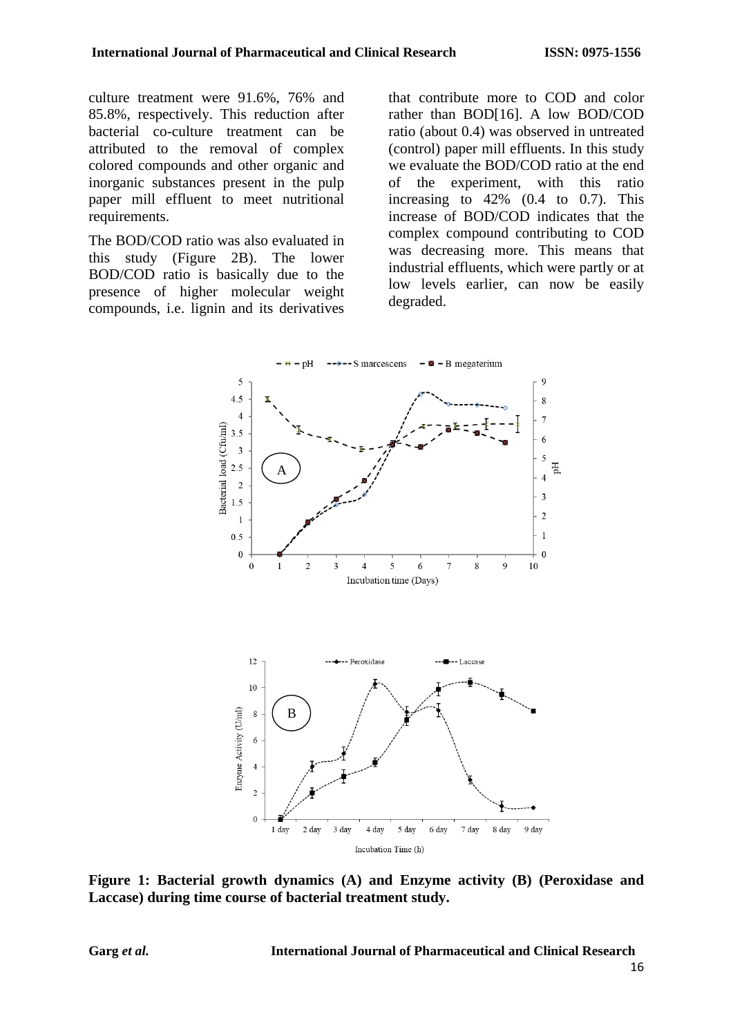culture treatment were 91.6%, 76% and 85.8%, respectively. This reduction after bacterial co-culture treatment can be attributed to the removal of complex colored compounds and other organic and inorganic substances present in the pulp paper mill effluent to meet nutritional requirements.

The BOD/COD ratio was also evaluated in this study (Figure 2B). The lower BOD/COD ratio is basically due to the presence of higher molecular weight compounds, i.e. lignin and its derivatives that contribute more to COD and color rather than BOD[16]. A low BOD/COD ratio (about 0.4) was observed in untreated (control) paper mill effluents. In this study we evaluate the BOD/COD ratio at the end of the experiment, with this ratio increasing to 42% (0.4 to 0.7). This increase of BOD/COD indicates that the complex compound contributing to COD was decreasing more. This means that industrial effluents, which were partly or at low levels earlier, can now be easily degraded.

**Figure 1: Bacterial growth dynamics (A) and Enzyme activity (B) (Peroxidase and Laccase) during time course of bacterial treatment study.**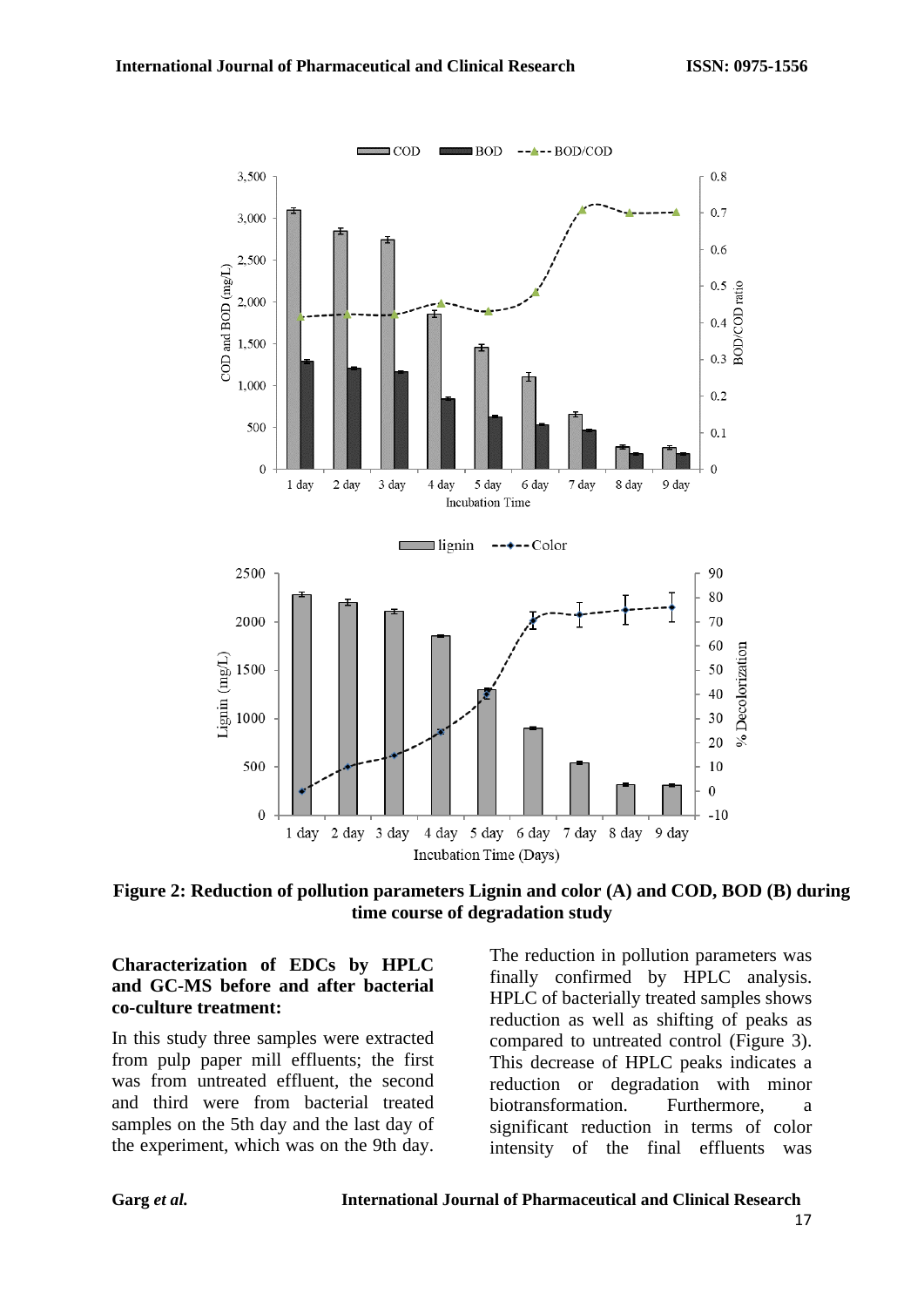**Figure 2: Reduction of pollution parameters Lignin and color (A) and COD, BOD (B) during time course of degradation study**

**Characterization of EDCs by HPLC and GC-MS before and after bacterial co-culture treatment:**

In this study three samples were extracted from pulp paper mill effluents; the first was from untreated effluent, the second and third were from bacterial treated samples on the 5th day and the last day of the experiment, which was on the 9th day. The reduction in pollution parameters was finally confirmed by HPLC analysis. HPLC of bacterially treated samples shows reduction as well as shifting of peaks as compared to untreated control (Figure 3). This decrease of HPLC peaks indicates a reduction or degradation with minor biotransformation. Furthermore, a significant reduction in terms of color intensity of the final effluents was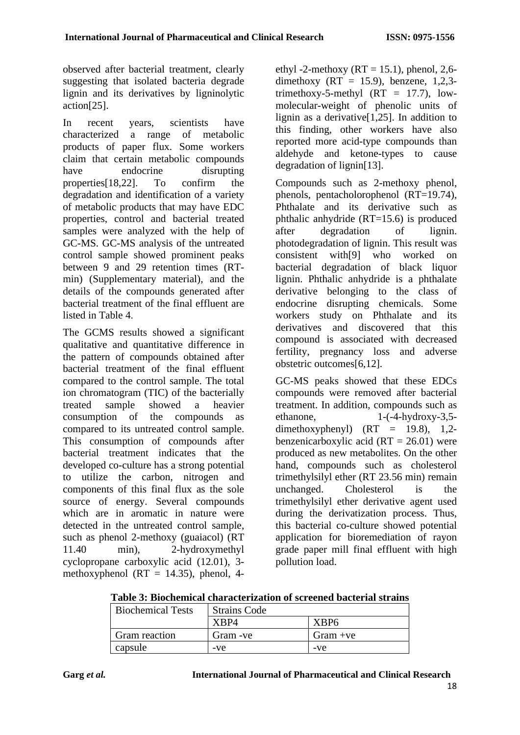observed after bacterial treatment, clearly suggesting that isolated bacteria degrade lignin and its derivatives by ligninolytic action[25].

In recent years, scientists have characterized a range of metabolic products of paper flux. Some workers claim that certain metabolic compounds have endocrine disrupting properties[18,22]. To confirm the degradation and identification of a variety of metabolic products that may have EDC properties, control and bacterial treated samples were analyzed with the help of GC-MS. GC-MS analysis of the untreated control sample showed prominent peaks between 9 and 29 retention times (RT-min) (Supplementary material), and the details of the compounds generated after bacterial treatment of the final effluent are listed in Table 4.

The GCMS results showed a significant qualitative and quantitative difference in the pattern of compounds obtained after bacterial treatment of the final effluent compared to the control sample. The total ion chromatogram (TIC) of the bacterially treated sample showed a heavier consumption of the compounds as compared to its untreated control sample. This consumption of compounds after bacterial treatment indicates that the developed co-culture has a strong potential to utilize the carbon, nitrogen and components of this final flux as the sole source of energy. Several compounds which are in aromatic in nature were detected in the untreated control sample, such as phenol 2-methoxy (guaiacol) (RT 11.40 min), 2-hydroxymethyl cyclopropane carboxylic acid (12.01), 3-methoxyphenol (RT = 14.35), phenol, 4-ethyl -2-methoxy (RT = 15.1), phenol, 2,6-dimethoxy (RT = 15.9), benzene, 1,2,3-trimethoxy-5-methyl (RT = 17.7), low-molecular-weight of phenolic units of lignin as a derivative[1,25]. In addition to this finding, other workers have also reported more acid-type compounds than aldehyde and ketone-types to cause degradation of lignin[13].

Compounds such as 2-methoxy phenol, phenols, pentacholorophenol (RT=19.74), Phthalate and its derivative such as phthalic anhydride (RT=15.6) is produced after degradation of lignin. photodegradation of lignin. This result was consistent with[9] who worked on bacterial degradation of black liquor lignin. Phthalic anhydride is a phthalate derivative belonging to the class of endocrine disrupting chemicals. Some workers study on Phthalate and its derivatives and discovered that this compound is associated with decreased fertility, pregnancy loss and adverse obstetric outcomes[6,12].

GC-MS peaks showed that these EDCs compounds were removed after bacterial treatment. In addition, compounds such as ethanone, 1-(-4-hydroxy-3,5-dimethoxyphenyl) (RT = 19.8), 1,2-benzenicarboxylic acid (RT = 26.01) were produced as new metabolites. On the other hand, compounds such as cholesterol trimethylsilyl ether (RT 23.56 min) remain unchanged. Cholesterol is the trimethylsilyl ether derivative agent used during the derivatization process. Thus, this bacterial co-culture showed potential application for bioremediation of rayon grade paper mill final effluent with high pollution load.

**Table 3: Biochemical characterization of screened bacterial strains**

| Biochemical Tests | Strains Code | |
|---|---|---|
| | XBP4 | XBP6 |
| Gram reaction | Gram -ve | Gram +ve |
| capsule | -ve | -ve |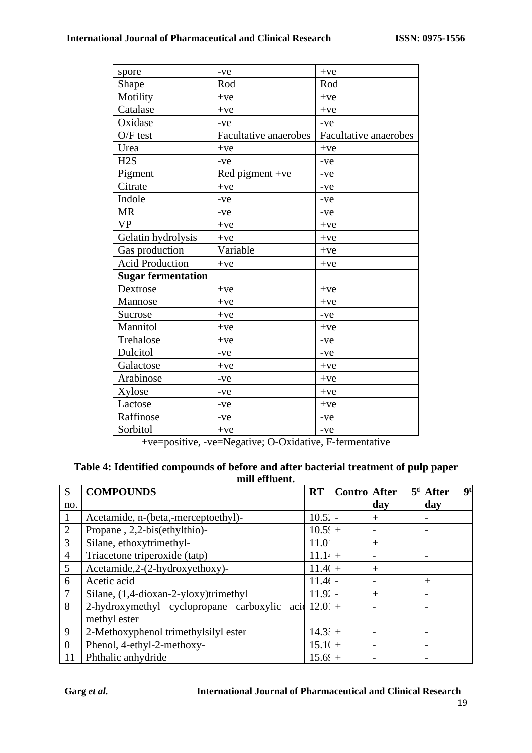| spore | -ve | +ve |
|---|---|---|
| Shape | Rod | Rod |
| Motility | +ve | +ve |
| Catalase | +ve | +ve |
| Oxidase | -ve | -ve |
| O/F test | Facultative anaerobes | Facultative anaerobes |
| Urea | +ve | +ve |
| H2S | -ve | -ve |
| Pigment | Red pigment +ve | -ve |
| Citrate | +ve | -ve |
| Indole | -ve | -ve |
| MR | -ve | -ve |
| VP | +ve | +ve |
| Gelatin hydrolysis | +ve | +ve |
| Gas production | Variable | +ve |
| Acid Production | +ve | +ve |
| **Sugar fermentation** | | |
| Dextrose | +ve | +ve |
| Mannose | +ve | +ve |
| Sucrose | +ve | -ve |
| Mannitol | +ve | +ve |
| Trehalose | +ve | -ve |
| Dulcitol | -ve | -ve |
| Galactose | +ve | +ve |
| Arabinose | -ve | +ve |
| Xylose | -ve | +ve |
| Lactose | -ve | +ve |
| Raffinose | -ve | -ve |
| Sorbitol | +ve | -ve |

+ve=positive, -ve=Negative; O-Oxidative, F-fermentative

**Table 4: Identified compounds of before and after bacterial treatment of pulp paper mill effluent.**

| S no. | COMPOUNDS | RT | Control | After 5th day | After 9th day |
|---|---|---|---|---|---|
| 1 | Acetamide, n-(beta,-merceptoethyl)- | 10.5 | - | + | - |
| 2 | Propane , 2,2-bis(ethylthio)- | 10.5 | + | - | - |
| 3 | Silane, ethoxytrimethyl- | 11.0 | | + | |
| 4 | Triacetone triperoxide (tatp) | 11.1 | + | - | - |
| 5 | Acetamide,2-(2-hydroxyethoxy)- | 11.4 | + | + | |
| 6 | Acetic acid | 11.4 | - | - | + |
| 7 | Silane, (1,4-dioxan-2-yloxy)trimethyl | 11.9 | - | + | - |
| 8 | 2-hydroxymethyl cyclopropane carboxylic acid methyl ester | 12.0 | + | - | - |
| 9 | 2-Methoxyphenol trimethylsilyl ester | 14.3 | + | - | - |
| 0 | Phenol, 4-ethyl-2-methoxy- | 15.1 | + | - | - |
| 11 | Phthalic anhydride | 15.6 | + | - | - |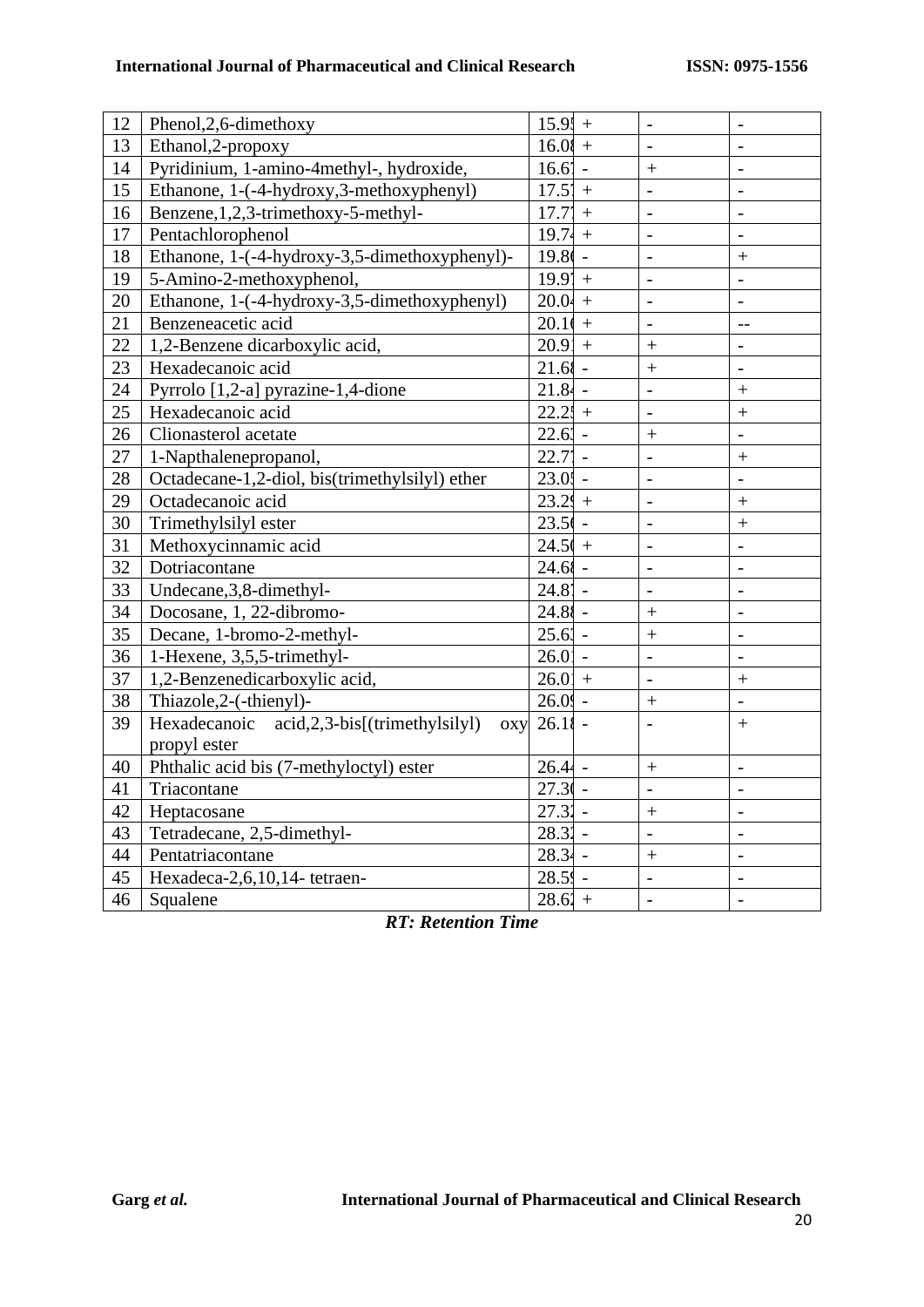| 12 | Phenol,2,6-dimethoxy | 15.95 | + | - | - |
|---|---|---|---|---|---|
| 13 | Ethanol,2-propoxy | 16.08 | + | - | - |
| 14 | Pyridinium, 1-amino-4methyl-, hydroxide, | 16.67 | - | + | - |
| 15 | Ethanone, 1-(-4-hydroxy,3-methoxyphenyl) | 17.57 | + | - | - |
| 16 | Benzene,1,2,3-trimethoxy-5-methyl- | 17.77 | + | - | - |
| 17 | Pentachlorophenol | 19.74 | + | - | - |
| 18 | Ethanone, 1-(-4-hydroxy-3,5-dimethoxyphenyl)- | 19.80 | - | - | + |
| 19 | 5-Amino-2-methoxyphenol, | 19.97 | + | - | - |
| 20 | Ethanone, 1-(-4-hydroxy-3,5-dimethoxyphenyl) | 20.04 | + | - | - |
| 21 | Benzeneacetic acid | 20.10 | + | - | -- |
| 22 | 1,2-Benzene dicarboxylic acid, | 20.91 | + | + | - |
| 23 | Hexadecanoic acid | 21.68 | - | + | - |
| 24 | Pyrrolo [1,2-a] pyrazine-1,4-dione | 21.84 | - | - | + |
| 25 | Hexadecanoic acid | 22.25 | + | - | + |
| 26 | Clionasterol acetate | 22.63 | - | + | - |
| 27 | 1-Napthalenepropanol, | 22.77 | - | - | + |
| 28 | Octadecane-1,2-diol, bis(trimethylsilyl) ether | 23.05 | - | - | - |
| 29 | Octadecanoic acid | 23.29 | + | - | + |
| 30 | Trimethylsilyl ester | 23.50 | - | - | + |
| 31 | Methoxycinnamic acid | 24.50 | + | - | - |
| 32 | Dotriacontane | 24.68 | - | - | - |
| 33 | Undecane,3,8-dimethyl- | 24.87 | - | - | - |
| 34 | Docosane, 1, 22-dibromo- | 24.88 | - | + | - |
| 35 | Decane, 1-bromo-2-methyl- | 25.63 | - | + | - |
| 36 | 1-Hexene, 3,5,5-trimethyl- | 26.01 | - | - | - |
| 37 | 1,2-Benzenedicarboxylic acid, | 26.01 | + | - | + |
| 38 | Thiazole,2-(-thienyl)- | 26.09 | - | + | - |
| 39 | Hexadecanoic acid,2,3-bis[(trimethylsilyl) oxy propyl ester | 26.18 | - | - | + |
| 40 | Phthalic acid bis (7-methyloctyl) ester | 26.44 | - | + | - |
| 41 | Triacontane | 27.30 | - | - | - |
| 42 | Heptacosane | 27.32 | - | + | - |
| 43 | Tetradecane, 2,5-dimethyl- | 28.32 | - | - | - |
| 44 | Pentatriacontane | 28.34 | - | + | - |
| 45 | Hexadeca-2,6,10,14- tetraen- | 28.59 | - | - | - |
| 46 | Squalene | 28.62 | + | - | - |

***RT: Retention Time***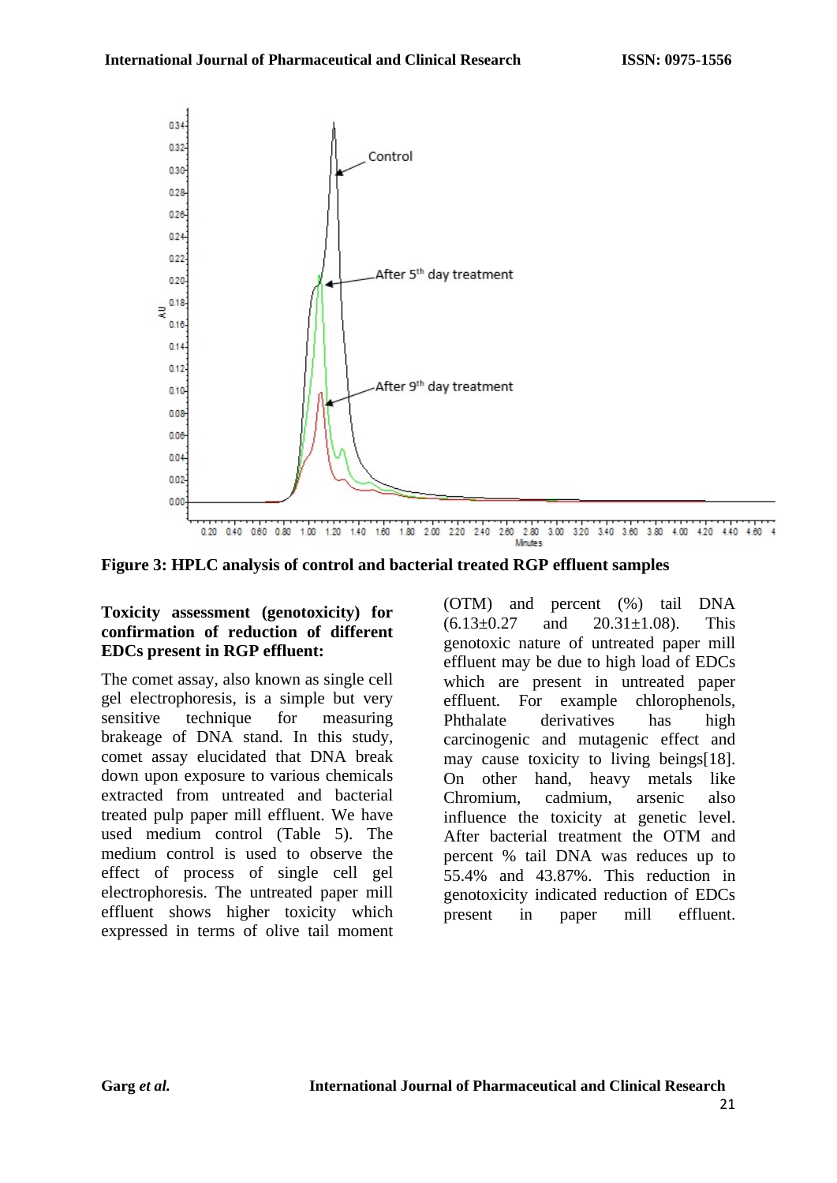**Figure 3: HPLC analysis of control and bacterial treated RGP effluent samples**

**Toxicity assessment (genotoxicity) for confirmation of reduction of different EDCs present in RGP effluent:**

The comet assay, also known as single cell gel electrophoresis, is a simple but very sensitive technique for measuring brakeage of DNA stand. In this study, comet assay elucidated that DNA break down upon exposure to various chemicals extracted from untreated and bacterial treated pulp paper mill effluent. We have used medium control (Table 5). The medium control is used to observe the effect of process of single cell gel electrophoresis. The untreated paper mill effluent shows higher toxicity which expressed in terms of olive tail moment (OTM) and percent (%) tail DNA (6.13±0.27 and 20.31±1.08). This genotoxic nature of untreated paper mill effluent may be due to high load of EDCs which are present in untreated paper effluent. For example chlorophenols, Phthalate derivatives has high carcinogenic and mutagenic effect and may cause toxicity to living beings[18]. On other hand, heavy metals like Chromium, cadmium, arsenic also influence the toxicity at genetic level. After bacterial treatment the OTM and percent % tail DNA was reduces up to 55.4% and 43.87%. This reduction in genotoxicity indicated reduction of EDCs present in paper mill effluent.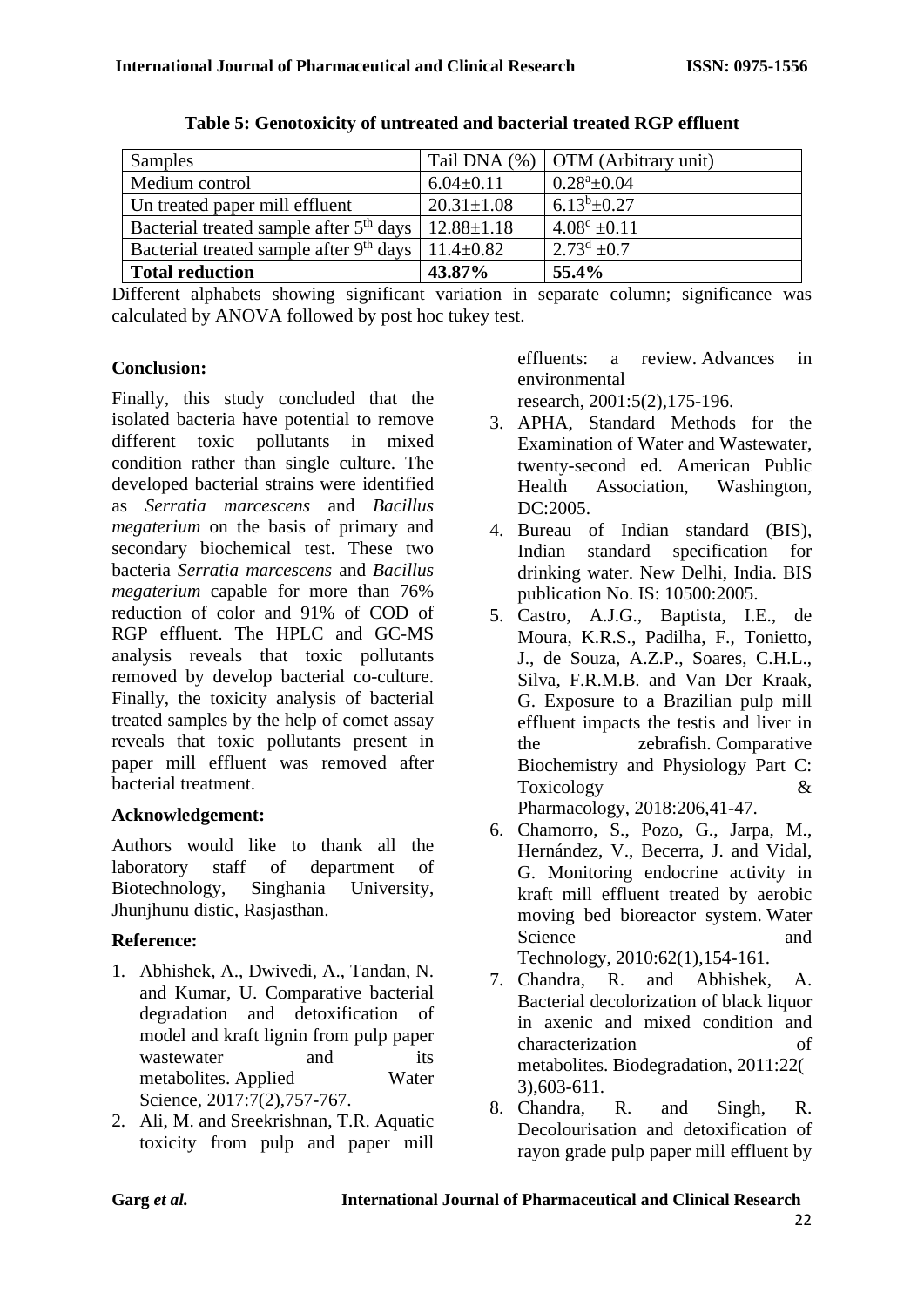**Table 5: Genotoxicity of untreated and bacterial treated RGP effluent**

| Samples | Tail DNA (%) | OTM (Arbitrary unit) |
|---|---|---|
| Medium control | 6.04±0.11 | $0.28^{a}$±0.04 |
| Un treated paper mill effluent | 20.31±1.08 | $6.13^{b}$±0.27 |
| Bacterial treated sample after 5$^{th}$ days | 12.88±1.18 | $4.08^{c}$ ±0.11 |
| Bacterial treated sample after 9$^{th}$ days | 11.4±0.82 | $2.73^{d}$ ±0.7 |
| **Total reduction** | **43.87%** | **55.4%** |

Different alphabets showing significant variation in separate column; significance was calculated by ANOVA followed by post hoc tukey test.

## Conclusion:

Finally, this study concluded that the isolated bacteria have potential to remove different toxic pollutants in mixed condition rather than single culture. The developed bacterial strains were identified as *Serratia marcescens* and *Bacillus megaterium* on the basis of primary and secondary biochemical test. These two bacteria *Serratia marcescens* and *Bacillus megaterium* capable for more than 76% reduction of color and 91% of COD of RGP effluent. The HPLC and GC-MS analysis reveals that toxic pollutants removed by develop bacterial co-culture. Finally, the toxicity analysis of bacterial treated samples by the help of comet assay reveals that toxic pollutants present in paper mill effluent was removed after bacterial treatment.

## Acknowledgement:

Authors would like to thank all the laboratory staff of department of Biotechnology, Singhania University, Jhunjhunu distic, Rasjasthan.

## Reference:

1. Abhishek, A., Dwivedi, A., Tandan, N. and Kumar, U. Comparative bacterial degradation and detoxification of model and kraft lignin from pulp paper wastewater and its metabolites. Applied Water Science, 2017:7(2),757-767.
2. Ali, M. and Sreekrishnan, T.R. Aquatic toxicity from pulp and paper mill effluents: a review. Advances in environmental research, 2001:5(2),175-196.
3. APHA, Standard Methods for the Examination of Water and Wastewater, twenty-second ed. American Public Health Association, Washington, DC:2005.
4. Bureau of Indian standard (BIS), Indian standard specification for drinking water. New Delhi, India. BIS publication No. IS: 10500:2005.
5. Castro, A.J.G., Baptista, I.E., de Moura, K.R.S., Padilha, F., Tonietto, J., de Souza, A.Z.P., Soares, C.H.L., Silva, F.R.M.B. and Van Der Kraak, G. Exposure to a Brazilian pulp mill effluent impacts the testis and liver in the zebrafish. Comparative Biochemistry and Physiology Part C: Toxicology & Pharmacology, 2018:206,41-47.
6. Chamorro, S., Pozo, G., Jarpa, M., Hernández, V., Becerra, J. and Vidal, G. Monitoring endocrine activity in kraft mill effluent treated by aerobic moving bed bioreactor system. Water Science and Technology, 2010:62(1),154-161.
7. Chandra, R. and Abhishek, A. Bacterial decolorization of black liquor in axenic and mixed condition and characterization of metabolites. Biodegradation, 2011:22(3),603-611.
8. Chandra, R. and Singh, R. Decolourisation and detoxification of rayon grade pulp paper mill effluent by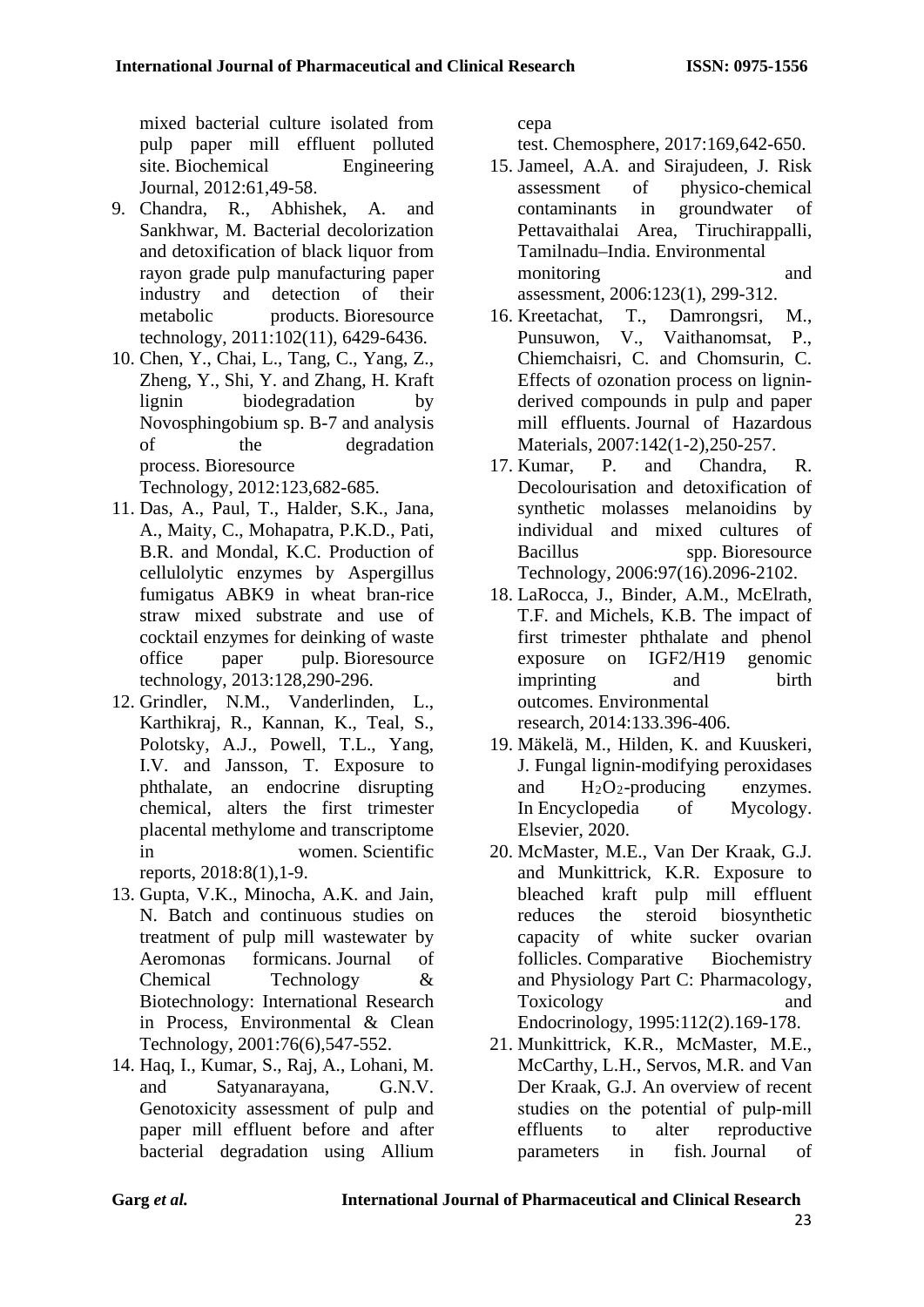mixed bacterial culture isolated from pulp paper mill effluent polluted site. Biochemical Engineering Journal, 2012:61,49-58.

9. Chandra, R., Abhishek, A. and Sankhwar, M. Bacterial decolorization and detoxification of black liquor from rayon grade pulp manufacturing paper industry and detection of their metabolic products. Bioresource technology, 2011:102(11), 6429-6436.
10. Chen, Y., Chai, L., Tang, C., Yang, Z., Zheng, Y., Shi, Y. and Zhang, H. Kraft lignin biodegradation by Novosphingobium sp. B-7 and analysis of the degradation process. Bioresource Technology, 2012:123,682-685.
11. Das, A., Paul, T., Halder, S.K., Jana, A., Maity, C., Mohapatra, P.K.D., Pati, B.R. and Mondal, K.C. Production of cellulolytic enzymes by Aspergillus fumigatus ABK9 in wheat bran-rice straw mixed substrate and use of cocktail enzymes for deinking of waste office paper pulp. Bioresource technology, 2013:128,290-296.
12. Grindler, N.M., Vanderlinden, L., Karthikraj, R., Kannan, K., Teal, S., Polotsky, A.J., Powell, T.L., Yang, I.V. and Jansson, T. Exposure to phthalate, an endocrine disrupting chemical, alters the first trimester placental methylome and transcriptome in women. Scientific reports, 2018:8(1),1-9.
13. Gupta, V.K., Minocha, A.K. and Jain, N. Batch and continuous studies on treatment of pulp mill wastewater by Aeromonas formicans. Journal of Chemical Technology & Biotechnology: International Research in Process, Environmental & Clean Technology, 2001:76(6),547-552.
14. Haq, I., Kumar, S., Raj, A., Lohani, M. and Satyanarayana, G.N.V. Genotoxicity assessment of pulp and paper mill effluent before and after bacterial degradation using Allium cepa test. Chemosphere, 2017:169,642-650.
15. Jameel, A.A. and Sirajudeen, J. Risk assessment of physico-chemical contaminants in groundwater of Pettavaithalai Area, Tiruchirappalli, Tamilnadu–India. Environmental monitoring and assessment, 2006:123(1), 299-312.
16. Kreetachat, T., Damrongsri, M., Punsuwon, V., Vaithanomsat, P., Chiemchaisri, C. and Chomsurin, C. Effects of ozonation process on lignin-derived compounds in pulp and paper mill effluents. Journal of Hazardous Materials, 2007:142(1-2),250-257.
17. Kumar, P. and Chandra, R. Decolourisation and detoxification of synthetic molasses melanoidins by individual and mixed cultures of Bacillus spp. Bioresource Technology, 2006:97(16).2096-2102.
18. LaRocca, J., Binder, A.M., McElrath, T.F. and Michels, K.B. The impact of first trimester phthalate and phenol exposure on IGF2/H19 genomic imprinting and birth outcomes. Environmental research, 2014:133.396-406.
19. Mäkelä, M., Hilden, K. and Kuuskeri, J. Fungal lignin-modifying peroxidases and $H_2O_2$-producing enzymes. In Encyclopedia of Mycology. Elsevier, 2020.
20. McMaster, M.E., Van Der Kraak, G.J. and Munkittrick, K.R. Exposure to bleached kraft pulp mill effluent reduces the steroid biosynthetic capacity of white sucker ovarian follicles. Comparative Biochemistry and Physiology Part C: Pharmacology, Toxicology and Endocrinology, 1995:112(2).169-178.
21. Munkittrick, K.R., McMaster, M.E., McCarthy, L.H., Servos, M.R. and Van Der Kraak, G.J. An overview of recent studies on the potential of pulp-mill effluents to alter reproductive parameters in fish. Journal of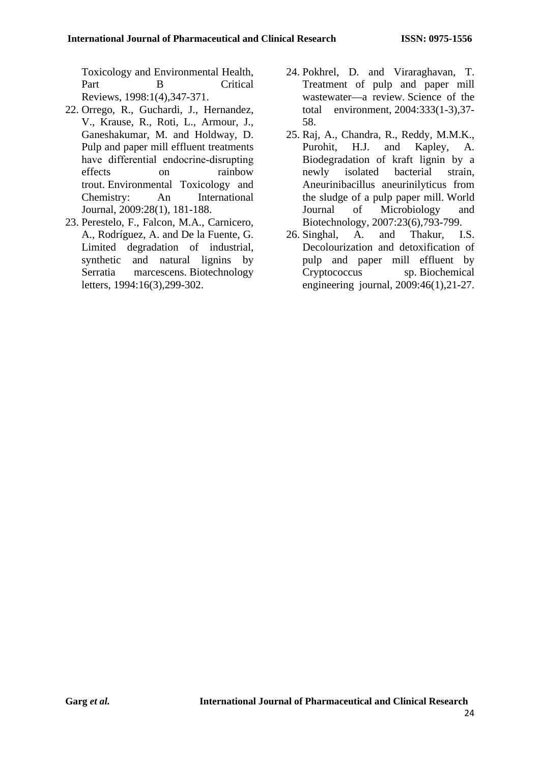Toxicology and Environmental Health, Part B Critical Reviews, 1998:1(4),347-371.

22. Orrego, R., Guchardi, J., Hernandez, V., Krause, R., Roti, L., Armour, J., Ganeshakumar, M. and Holdway, D. Pulp and paper mill effluent treatments have differential endocrine-disrupting effects on rainbow trout. Environmental Toxicology and Chemistry: An International Journal, 2009:28(1), 181-188.
23. Perestelo, F., Falcon, M.A., Carnicero, A., Rodríguez, A. and De la Fuente, G. Limited degradation of industrial, synthetic and natural lignins by Serratia marcescens. Biotechnology letters, 1994:16(3),299-302.
24. Pokhrel, D. and Viraraghavan, T. Treatment of pulp and paper mill wastewater—a review. Science of the total environment, 2004:333(1-3),37-58.
25. Raj, A., Chandra, R., Reddy, M.M.K., Purohit, H.J. and Kapley, A. Biodegradation of kraft lignin by a newly isolated bacterial strain, Aneurinibacillus aneurinilyticus from the sludge of a pulp paper mill. World Journal of Microbiology and Biotechnology, 2007:23(6),793-799.
26. Singhal, A. and Thakur, I.S. Decolourization and detoxification of pulp and paper mill effluent by Cryptococcus sp. Biochemical engineering journal, 2009:46(1),21-27.